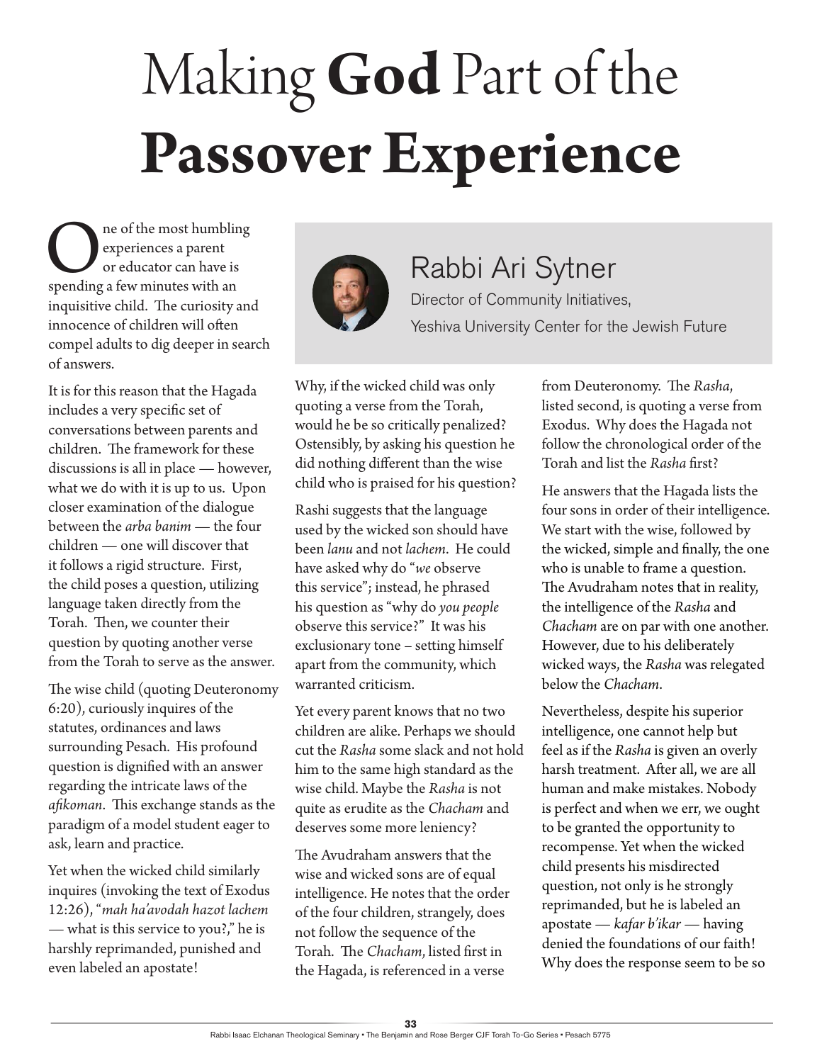# Making **God** Part of the **Passover Experience**

## Rabbi Ari Sytner

Director of Community Initiatives,
Yeshiva University Center for the Jewish Future

One of the most humbling experiences a parent or educator can have is spending a few minutes with an inquisitive child. The curiosity and innocence of children will often compel adults to dig deeper in search of answers.

It is for this reason that the Hagada includes a very specific set of conversations between parents and children. The framework for these discussions is all in place — however, what we do with it is up to us. Upon closer examination of the dialogue between the *arba banim* — the four children — one will discover that it follows a rigid structure. First, the child poses a question, utilizing language taken directly from the Torah. Then, we counter their question by quoting another verse from the Torah to serve as the answer.

The wise child (quoting Deuteronomy 6:20), curiously inquires of the statutes, ordinances and laws surrounding Pesach. His profound question is dignified with an answer regarding the intricate laws of the *afikoman*. This exchange stands as the paradigm of a model student eager to ask, learn and practice.

Yet when the wicked child similarly inquires (invoking the text of Exodus 12:26), "*mah ha'avodah hazot lachem* — what is this service to you?," he is harshly reprimanded, punished and even labeled an apostate!

Why, if the wicked child was only quoting a verse from the Torah, would he be so critically penalized? Ostensibly, by asking his question he did nothing different than the wise child who is praised for his question?

Rashi suggests that the language used by the wicked son should have been *lanu* and not *lachem*. He could have asked why do "*we* observe this service"; instead, he phrased his question as "why do *you people* observe this service?" It was his exclusionary tone – setting himself apart from the community, which warranted criticism.

Yet every parent knows that no two children are alike. Perhaps we should cut the *Rasha* some slack and not hold him to the same high standard as the wise child. Maybe the *Rasha* is not quite as erudite as the *Chacham* and deserves some more leniency?

The Avudraham answers that the wise and wicked sons are of equal intelligence. He notes that the order of the four children, strangely, does not follow the sequence of the Torah. The *Chacham*, listed first in the Hagada, is referenced in a verse from Deuteronomy. The *Rasha*, listed second, is quoting a verse from Exodus. Why does the Hagada not follow the chronological order of the Torah and list the *Rasha* first?

He answers that the Hagada lists the four sons in order of their intelligence. We start with the wise, followed by the wicked, simple and finally, the one who is unable to frame a question. The Avudraham notes that in reality, the intelligence of the *Rasha* and *Chacham* are on par with one another. However, due to his deliberately wicked ways, the *Rasha* was relegated below the *Chacham*.

Nevertheless, despite his superior intelligence, one cannot help but feel as if the *Rasha* is given an overly harsh treatment. After all, we are all human and make mistakes. Nobody is perfect and when we err, we ought to be granted the opportunity to recompense. Yet when the wicked child presents his misdirected question, not only is he strongly reprimanded, but he is labeled an apostate — *kafar b'ikar* — having denied the foundations of our faith! Why does the response seem to be so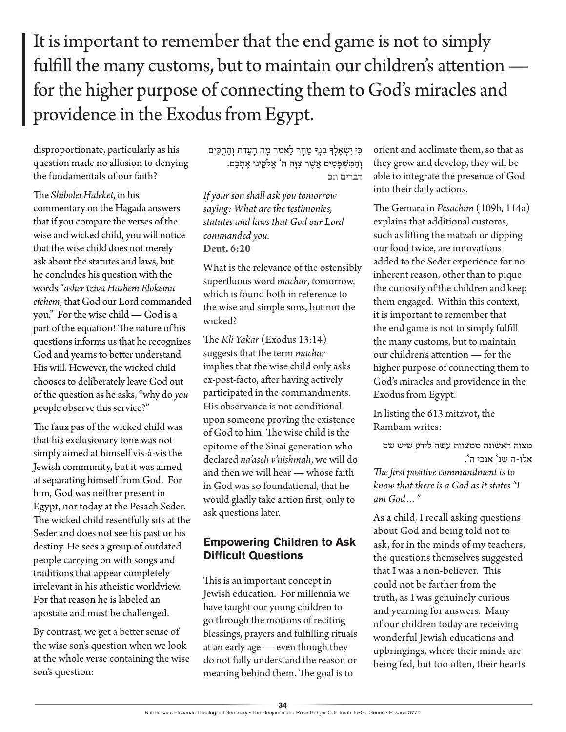> It is important to remember that the end game is not to simply fulfill the many customs, but to maintain our children's attention — for the higher purpose of connecting them to God's miracles and providence in the Exodus from Egypt.

disproportionate, particularly as his question made no allusion to denying the fundamentals of our faith?

The *Shibolei Haleket*, in his commentary on the Hagada answers that if you compare the verses of the wise and wicked child, you will notice that the wise child does not merely ask about the statutes and laws, but he concludes his question with the words "*asher tziva Hashem Elokeinu etchem*, that God our Lord commanded you." For the wise child — God is a part of the equation! The nature of his questions informs us that he recognizes God and yearns to better understand His will. However, the wicked child chooses to deliberately leave God out of the question as he asks, "why do *you* people observe this service?"

The faux pas of the wicked child was that his exclusionary tone was not simply aimed at himself vis-à-vis the Jewish community, but it was aimed at separating himself from God. For him, God was neither present in Egypt, nor today at the Pesach Seder. The wicked child resentfully sits at the Seder and does not see his past or his destiny. He sees a group of outdated people carrying on with songs and traditions that appear completely irrelevant in his atheistic worldview. For that reason he is labeled an apostate and must be challenged.

By contrast, we get a better sense of the wise son's question when we look at the whole verse containing the wise son's question:

כִּי יִשְׁאָלְךָ בִנְךָ מָחָר לֵאמֹר מָה הָעֵדֹת וְהַחֻקִּים וְהַמִּשְׁפָּטִים אֲשֶׁר צִוָּה ה' אֱלֹקֵינוּ אֶתְכֶם.
דברים ו:כ

*If your son shall ask you tomorrow saying: What are the testimonies, statutes and laws that God our Lord commanded you.*
**Deut. 6:20**

What is the relevance of the ostensibly superfluous word *machar*, tomorrow, which is found both in reference to the wise and simple sons, but not the wicked?

The *Kli Yakar* (Exodus 13:14) suggests that the term *machar* implies that the wise child only asks ex-post-facto, after having actively participated in the commandments. His observance is not conditional upon someone proving the existence of God to him. The wise child is the epitome of the Sinai generation who declared *na'aseh v'nishmah*, we will do and then we will hear — whose faith in God was so foundational, that he would gladly take action first, only to ask questions later.

## Empowering Children to Ask Difficult Questions

This is an important concept in Jewish education. For millennia we have taught our young children to go through the motions of reciting blessings, prayers and fulfilling rituals at an early age — even though they do not fully understand the reason or meaning behind them. The goal is to orient and acclimate them, so that as they grow and develop, they will be able to integrate the presence of God into their daily actions.

The Gemara in *Pesachim* (109b, 114a) explains that additional customs, such as lifting the matzah or dipping our food twice, are innovations added to the Seder experience for no inherent reason, other than to pique the curiosity of the children and keep them engaged. Within this context, it is important to remember that the end game is not to simply fulfill the many customs, but to maintain our children's attention — for the higher purpose of connecting them to God's miracles and providence in the Exodus from Egypt.

In listing the 613 mitzvot, the Rambam writes:

מצוה ראשונה ממצוות עשה לידע שיש שם אלו-ה שנ' אנכי ה'.

*The first positive commandment is to know that there is a God as it states "I am God…"*

As a child, I recall asking questions about God and being told not to ask, for in the minds of my teachers, the questions themselves suggested that I was a non-believer. This could not be farther from the truth, as I was genuinely curious and yearning for answers. Many of our children today are receiving wonderful Jewish educations and upbringings, where their minds are being fed, but too often, their hearts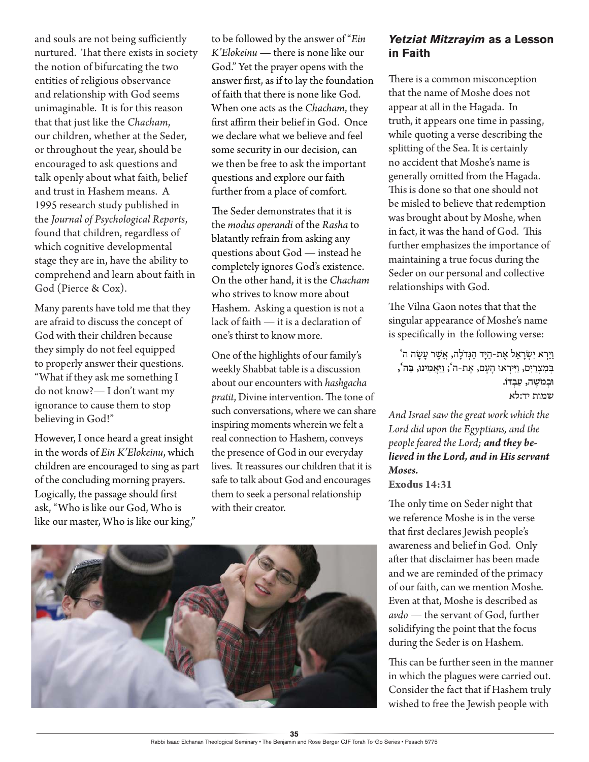and souls are not being sufficiently nurtured. That there exists in society the notion of bifurcating the two entities of religious observance and relationship with God seems unimaginable. It is for this reason that that just like the *Chacham*, our children, whether at the Seder, or throughout the year, should be encouraged to ask questions and talk openly about what faith, belief and trust in Hashem means. A 1995 research study published in the *Journal of Psychological Reports*, found that children, regardless of which cognitive developmental stage they are in, have the ability to comprehend and learn about faith in God (Pierce & Cox).

Many parents have told me that they are afraid to discuss the concept of God with their children because they simply do not feel equipped to properly answer their questions. "What if they ask me something I do not know?— I don't want my ignorance to cause them to stop believing in God!"

However, I once heard a great insight in the words of *Ein K'Elokeinu*, which children are encouraged to sing as part of the concluding morning prayers. Logically, the passage should first ask, "Who is like our God, Who is like our master, Who is like our king," to be followed by the answer of "*Ein K'Elokeinu* — there is none like our God." Yet the prayer opens with the answer first, as if to lay the foundation of faith that there is none like God. When one acts as the *Chacham*, they first affirm their belief in God. Once we declare what we believe and feel some security in our decision, can we then be free to ask the important questions and explore our faith further from a place of comfort.

The Seder demonstrates that it is the *modus operandi* of the *Rasha* to blatantly refrain from asking any questions about God — instead he completely ignores God's existence. On the other hand, it is the *Chacham* who strives to know more about Hashem. Asking a question is not a lack of faith — it is a declaration of one's thirst to know more.

One of the highlights of our family's weekly Shabbat table is a discussion about our encounters with *hashgacha pratit*, Divine intervention. The tone of such conversations, where we can share inspiring moments wherein we felt a real connection to Hashem, conveys the presence of God in our everyday lives. It reassures our children that it is safe to talk about God and encourages them to seek a personal relationship with their creator.

### *Yetziat Mitzrayim* as a Lesson in Faith

There is a common misconception that the name of Moshe does not appear at all in the Hagada. In truth, it appears one time in passing, while quoting a verse describing the splitting of the Sea. It is certainly no accident that Moshe's name is generally omitted from the Hagada. This is done so that one should not be misled to believe that redemption was brought about by Moshe, when in fact, it was the hand of God. This further emphasizes the importance of maintaining a true focus during the Seder on our personal and collective relationships with God.

The Vilna Gaon notes that that the singular appearance of Moshe's name is specifically in the following verse:

וַיַּרְא יִשְׂרָאֵל אֶת-הַיָּד הַגְּדֹלָה, אֲשֶׁר עָשָׂה ה' בְּמִצְרַיִם, וַיִּירְאוּ הָעָם, אֶת-ה'; **וַיַּאֲמִינוּ, בַּה', וּבְמֹשֶׁה, עַבְדּוֹ.**
**שמות יד:לא**

*And Israel saw the great work which the Lord did upon the Egyptians, and the people feared the Lord;* ***and they believed in the Lord, and in His servant Moses.***
**Exodus 14:31**

The only time on Seder night that we reference Moshe is in the verse that first declares Jewish people's awareness and belief in God. Only after that disclaimer has been made and we are reminded of the primacy of our faith, can we mention Moshe. Even at that, Moshe is described as *avdo* — the servant of God, further solidifying the point that the focus during the Seder is on Hashem.

This can be further seen in the manner in which the plagues were carried out. Consider the fact that if Hashem truly wished to free the Jewish people with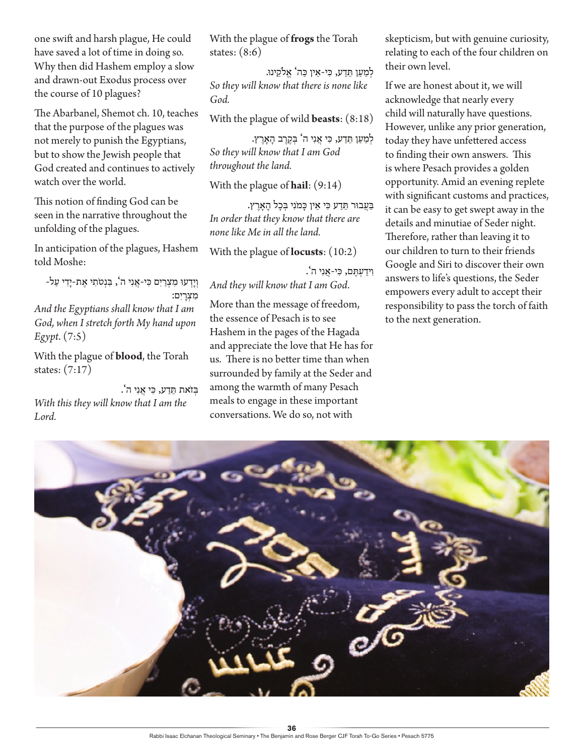one swift and harsh plague, He could have saved a lot of time in doing so. Why then did Hashem employ a slow and drawn-out Exodus process over the course of 10 plagues?

The Abarbanel, Shemot ch. 10, teaches that the purpose of the plagues was not merely to punish the Egyptians, but to show the Jewish people that God created and continues to actively watch over the world.

This notion of finding God can be seen in the narrative throughout the unfolding of the plagues.

In anticipation of the plagues, Hashem told Moshe:

וְיָדְעוּ מִצְרַיִם כִּי-אֲנִי ה', בִּנְטֹתִי אֶת-יָדִי עַל-מִצְרָיִם:

*And the Egyptians shall know that I am God, when I stretch forth My hand upon Egypt.* (7:5)

With the plague of **blood**, the Torah states: (7:17)

בְּזֹאת תֵּדַע, כִּי אֲנִי ה'.

*With this they will know that I am the Lord.*

With the plague of **frogs** the Torah states: (8:6)

לְמַעַן תֵּדַע, כִּי-אֵין כַּה' אֱלֹקֵינוּ.

*So they will know that there is none like God.*

With the plague of wild **beasts**: (8:18)

לְמַעַן תֵּדַע, כִּי אֲנִי ה' בְּקֶרֶב הָאָרֶץ.

*So they will know that I am God throughout the land.*

With the plague of **hail**: (9:14)

בַּעֲבוּר תֵּדַע כִּי אֵין כָּמֹנִי בְּכָל הָאָרֶץ.

*In order that they know that there are none like Me in all the land.*

With the plague of **locusts**: (10:2)

וִידַעְתֶּם, כִּי-אֲנִי ה'.

*And they will know that I am God.*

More than the message of freedom, the essence of Pesach is to see Hashem in the pages of the Hagada and appreciate the love that He has for us. There is no better time than when surrounded by family at the Seder and among the warmth of many Pesach meals to engage in these important conversations. We do so, not with skepticism, but with genuine curiosity, relating to each of the four children on their own level.

If we are honest about it, we will acknowledge that nearly every child will naturally have questions. However, unlike any prior generation, today they have unfettered access to finding their own answers. This is where Pesach provides a golden opportunity. Amid an evening replete with significant customs and practices, it can be easy to get swept away in the details and minutiae of Seder night. Therefore, rather than leaving it to our children to turn to their friends Google and Siri to discover their own answers to life's questions, the Seder empowers every adult to accept their responsibility to pass the torch of faith to the next generation.